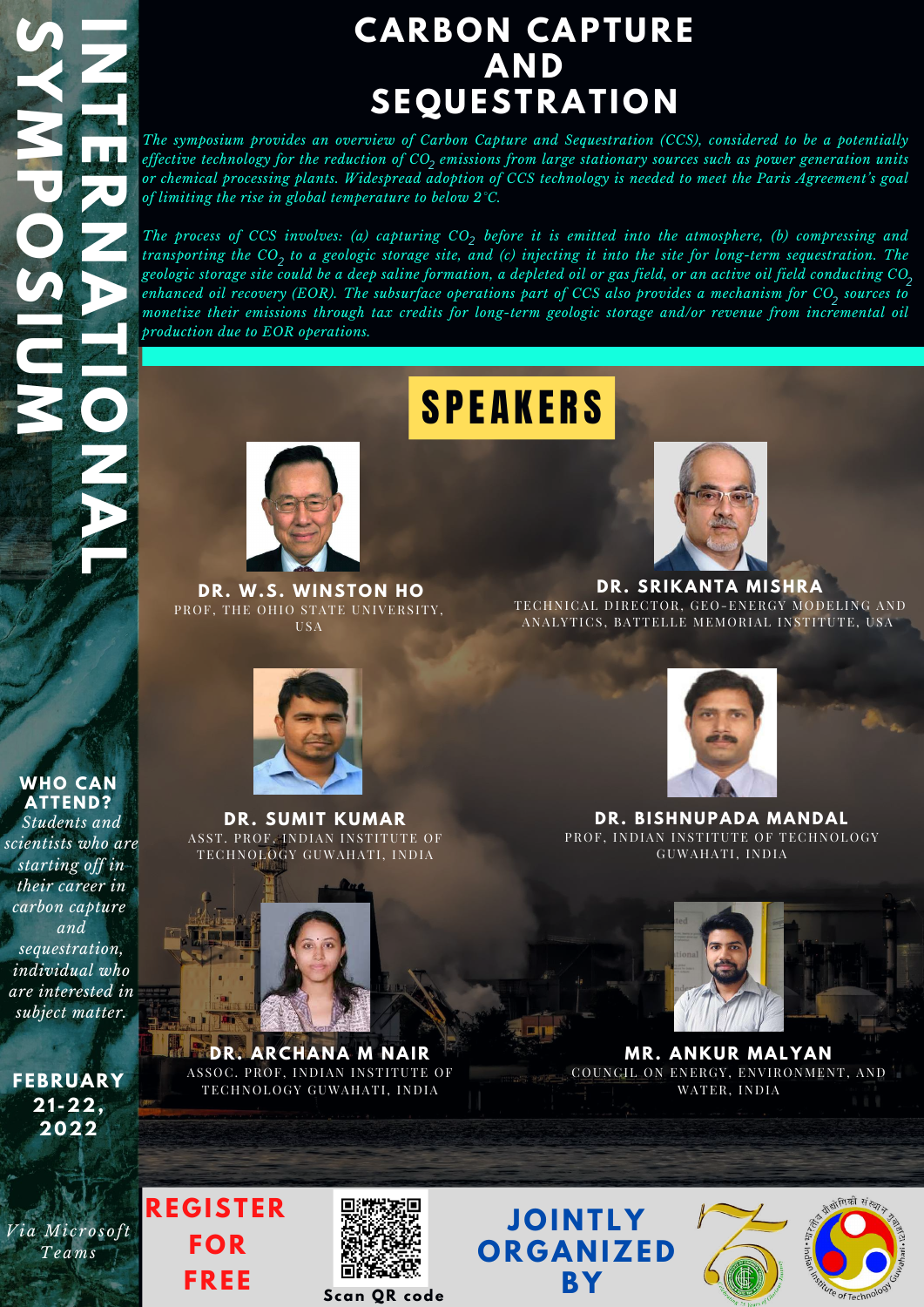# INTERNATIONAL SYMPOSIUM

# CARBON CAPTURE AND SEQUESTRATION

*The symposium provides an overview of Carbon Capture and Sequestration (CCS), considered to be a potentially effective technology for the reduction of $CO_2$ emissions from large stationary sources such as power generation units or chemical processing plants. Widespread adoption of CCS technology is needed to meet the Paris Agreement's goal of limiting the rise in global temperature to below 2°C.*

*The process of CCS involves: (a) capturing $CO_2$ before it is emitted into the atmosphere, (b) compressing and transporting the $CO_2$ to a geologic storage site, and (c) injecting it into the site for long-term sequestration. The geologic storage site could be a deep saline formation, a depleted oil or gas field, or an active oil field conducting $CO_2$ enhanced oil recovery (EOR). The subsurface operations part of CCS also provides a mechanism for $CO_2$ sources to monetize their emissions through tax credits for long-term geologic storage and/or revenue from incremental oil production due to EOR operations.*

## SPEAKERS

**DR. W.S. WINSTON HO**
PROF, THE OHIO STATE UNIVERSITY, USA

**DR. SRIKANTA MISHRA**
TECHNICAL DIRECTOR, GEO-ENERGY MODELING AND ANALYTICS, BATTELLE MEMORIAL INSTITUTE, USA

**DR. SUMIT KUMAR**
ASST. PROF, INDIAN INSTITUTE OF TECHNOLOGY GUWAHATI, INDIA

**DR. BISHNUPADA MANDAL**
PROF, INDIAN INSTITUTE OF TECHNOLOGY GUWAHATI, INDIA

**DR. ARCHANA M NAIR**
ASSOC. PROF, INDIAN INSTITUTE OF TECHNOLOGY GUWAHATI, INDIA

**MR. ANKUR MALYAN**
COUNCIL ON ENERGY, ENVIRONMENT, AND WATER, INDIA

**WHO CAN ATTEND?**
*Students and scientists who are starting off in their career in carbon capture and sequestration, individual who are interested in subject matter.*

**FEBRUARY 21-22, 2022**

*Via Microsoft Teams*

**REGISTER FOR FREE**

Scan QR code

**JOINTLY ORGANIZED BY**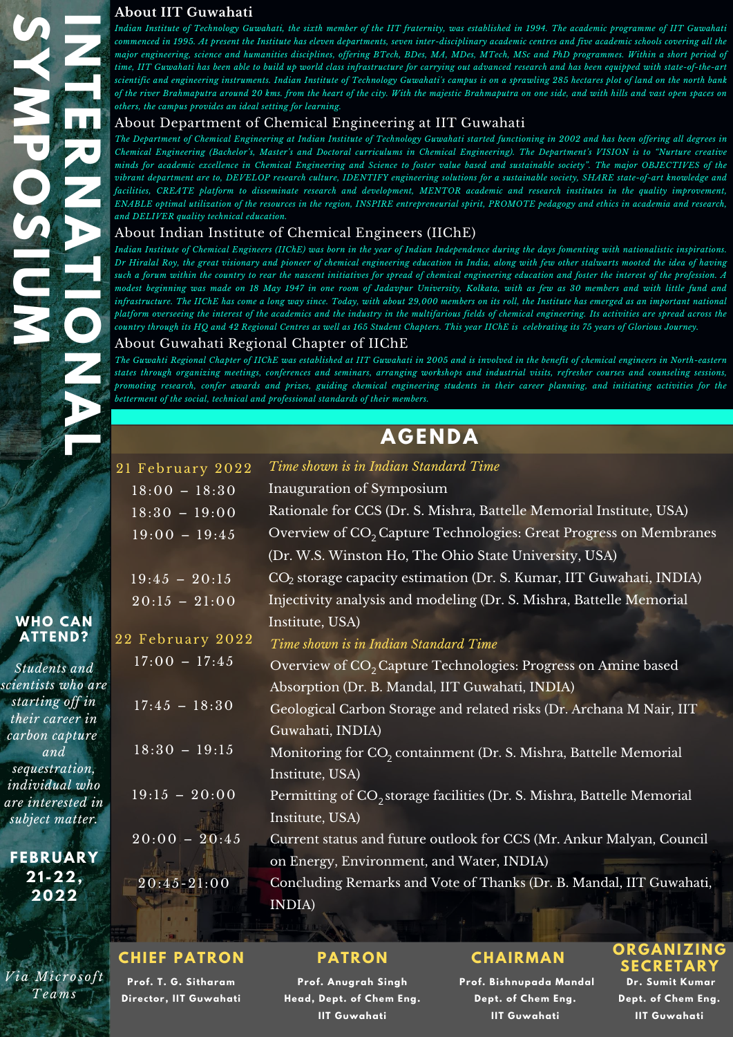# INTERNATIONAL SYMPOSIUM

## About IIT Guwahati

*Indian Institute of Technology Guwahati, the sixth member of the IIT fraternity, was established in 1994. The academic programme of IIT Guwahati commenced in 1995. At present the Institute has eleven departments, seven inter-disciplinary academic centres and five academic schools covering all the major engineering, science and humanities disciplines, offering BTech, BDes, MA, MDes, MTech, MSc and PhD programmes. Within a short period of time, IIT Guwahati has been able to build up world class infrastructure for carrying out advanced research and has been equipped with state-of-the-art scientific and engineering instruments. Indian Institute of Technology Guwahati's campus is on a sprawling 285 hectares plot of land on the north bank of the river Brahmaputra around 20 kms. from the heart of the city. With the majestic Brahmaputra on one side, and with hills and vast open spaces on others, the campus provides an ideal setting for learning.*

## About Department of Chemical Engineering at IIT Guwahati

*The Department of Chemical Engineering at Indian Institute of Technology Guwahati started functioning in 2002 and has been offering all degrees in Chemical Engineering (Bachelor's, Master's and Doctoral curriculums in Chemical Engineering). The Department's VISION is to "Nurture creative minds for academic excellence in Chemical Engineering and Science to foster value based and sustainable society". The major OBJECTIVES of the vibrant department are to, DEVELOP research culture, IDENTIFY engineering solutions for a sustainable society, SHARE state-of-art knowledge and facilities, CREATE platform to disseminate research and development, MENTOR academic and research institutes in the quality improvement, ENABLE optimal utilization of the resources in the region, INSPIRE entrepreneurial spirit, PROMOTE pedagogy and ethics in academia and research, and DELIVER quality technical education.*

## About Indian Institute of Chemical Engineers (IIChE)

*Indian Institute of Chemical Engineers (IIChE) was born in the year of Indian Independence during the days fomenting with nationalistic inspirations. Dr Hiralal Roy, the great visionary and pioneer of chemical engineering education in India, along with few other stalwarts mooted the idea of having such a forum within the country to rear the nascent initiatives for spread of chemical engineering education and foster the interest of the profession. A modest beginning was made on 18 May 1947 in one room of Jadavpur University, Kolkata, with as few as 30 members and with little fund and infrastructure. The IIChE has come a long way since. Today, with about 29,000 members on its roll, the Institute has emerged as an important national platform overseeing the interest of the academics and the industry in the multifarious fields of chemical engineering. Its activities are spread across the country through its HQ and 42 Regional Centres as well as 165 Student Chapters. This year IIChE is celebrating its 75 years of Glorious Journey.*

## About Guwahati Regional Chapter of IIChE

*The Guwahti Regional Chapter of IIChE was established at IIT Guwahati in 2005 and is involved in the benefit of chemical engineers in North-eastern states through organizing meetings, conferences and seminars, arranging workshops and industrial visits, refresher courses and counseling sessions, promoting research, confer awards and prizes, guiding chemical engineering students in their career planning, and initiating activities for the betterment of the social, technical and professional standards of their members.*

## AGENDA

| | |
|---|---|
| **21 February 2022** | *Time shown is in Indian Standard Time* |
| 18:00 – 18:30 | Inauguration of Symposium |
| 18:30 – 19:00 | Rationale for CCS (Dr. S. Mishra, Battelle Memorial Institute, USA) |
| 19:00 – 19:45 | Overview of $CO_2$ Capture Technologies: Great Progress on Membranes (Dr. W.S. Winston Ho, The Ohio State University, USA) |
| 19:45 – 20:15 | $CO_2$ storage capacity estimation (Dr. S. Kumar, IIT Guwahati, INDIA) |
| 20:15 – 21:00 | Injectivity analysis and modeling (Dr. S. Mishra, Battelle Memorial Institute, USA) |
| **22 February 2022** | *Time shown is in Indian Standard Time* |
| 17:00 – 17:45 | Overview of $CO_2$ Capture Technologies: Progress on Amine based Absorption (Dr. B. Mandal, IIT Guwahati, INDIA) |
| 17:45 – 18:30 | Geological Carbon Storage and related risks (Dr. Archana M Nair, IIT Guwahati, INDIA) |
| 18:30 – 19:15 | Monitoring for $CO_2$ containment (Dr. S. Mishra, Battelle Memorial Institute, USA) |
| 19:15 – 20:00 | Permitting of $CO_2$ storage facilities (Dr. S. Mishra, Battelle Memorial Institute, USA) |
| 20:00 – 20:45 | Current status and future outlook for CCS (Mr. Ankur Malyan, Council on Energy, Environment, and Water, INDIA) |
| 20:45-21:00 | Concluding Remarks and Vote of Thanks (Dr. B. Mandal, IIT Guwahati, INDIA) |

### WHO CAN ATTEND?

*Students and scientists who are starting off in their career in carbon capture and sequestration, individual who are interested in subject matter.*

**FEBRUARY 21-22, 2022**

*Via Microsoft Teams*

| CHIEF PATRON | PATRON | CHAIRMAN | ORGANIZING SECRETARY |
|---|---|---|---|
| Prof. T. G. Sitharam<br>Director, IIT Guwahati | Prof. Anugrah Singh<br>Head, Dept. of Chem Eng.<br>IIT Guwahati | Prof. Bishnupada Mandal<br>Dept. of Chem Eng.<br>IIT Guwahati | Dr. Sumit Kumar<br>Dept. of Chem Eng.<br>IIT Guwahati |